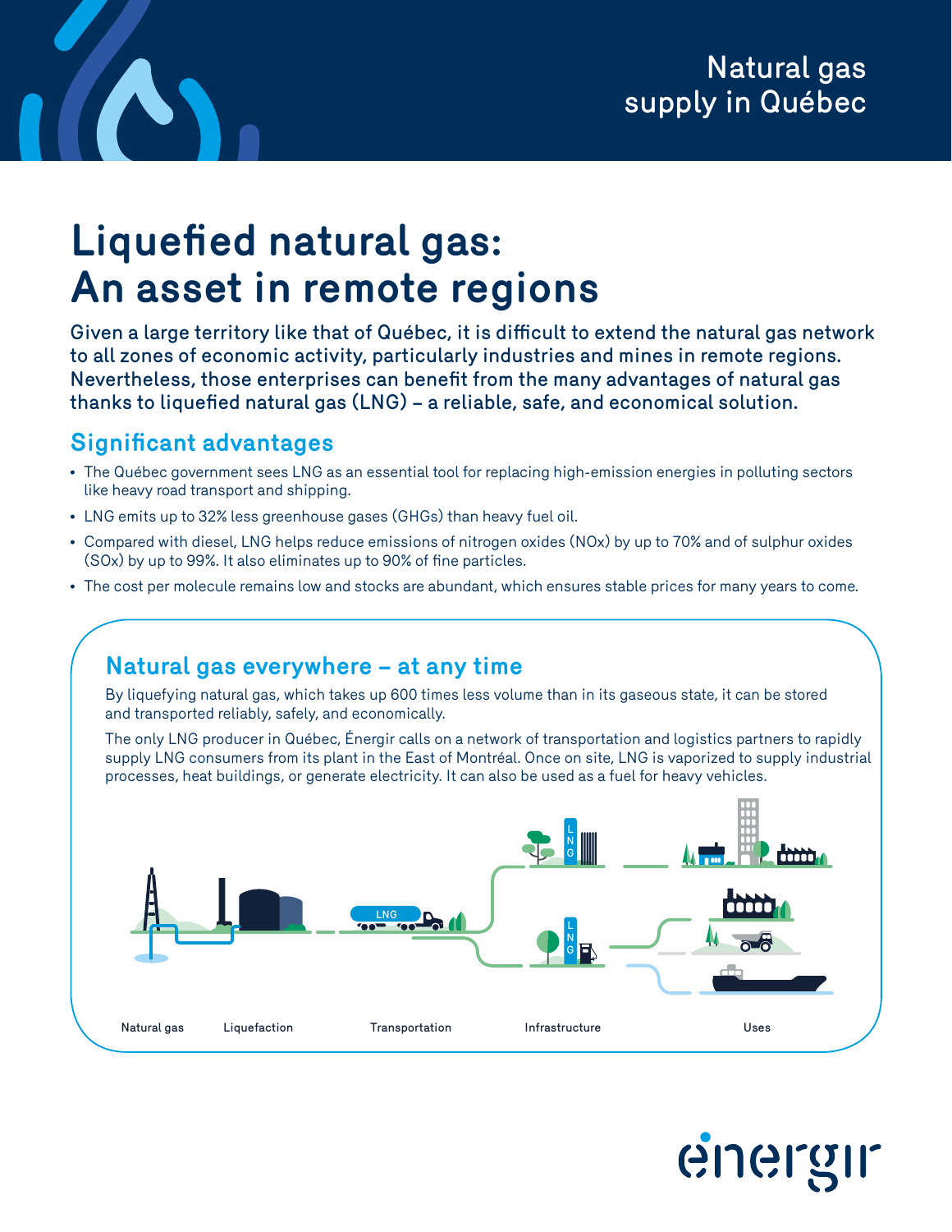Natural gas supply in Québec

# Liquefied natural gas: An asset in remote regions

**Given a large territory like that of Québec, it is difficult to extend the natural gas network to all zones of economic activity, particularly industries and mines in remote regions. Nevertheless, those enterprises can benefit from the many advantages of natural gas thanks to liquefied natural gas (LNG) – a reliable, safe, and economical solution.**

## Significant advantages

- The Québec government sees LNG as an essential tool for replacing high-emission energies in polluting sectors like heavy road transport and shipping.
- LNG emits up to 32% less greenhouse gases (GHGs) than heavy fuel oil.
- Compared with diesel, LNG helps reduce emissions of nitrogen oxides (NOx) by up to 70% and of sulphur oxides (SOx) by up to 99%. It also eliminates up to 90% of fine particles.
- The cost per molecule remains low and stocks are abundant, which ensures stable prices for many years to come.

## Natural gas everywhere – at any time

By liquefying natural gas, which takes up 600 times less volume than in its gaseous state, it can be stored and transported reliably, safely, and economically.

The only LNG producer in Québec, Énergir calls on a network of transportation and logistics partners to rapidly supply LNG consumers from its plant in the East of Montréal. Once on site, LNG is vaporized to supply industrial processes, heat buildings, or generate electricity. It can also be used as a fuel for heavy vehicles.

Natural gas — Liquefaction — Transportation — Infrastructure — Uses

énergir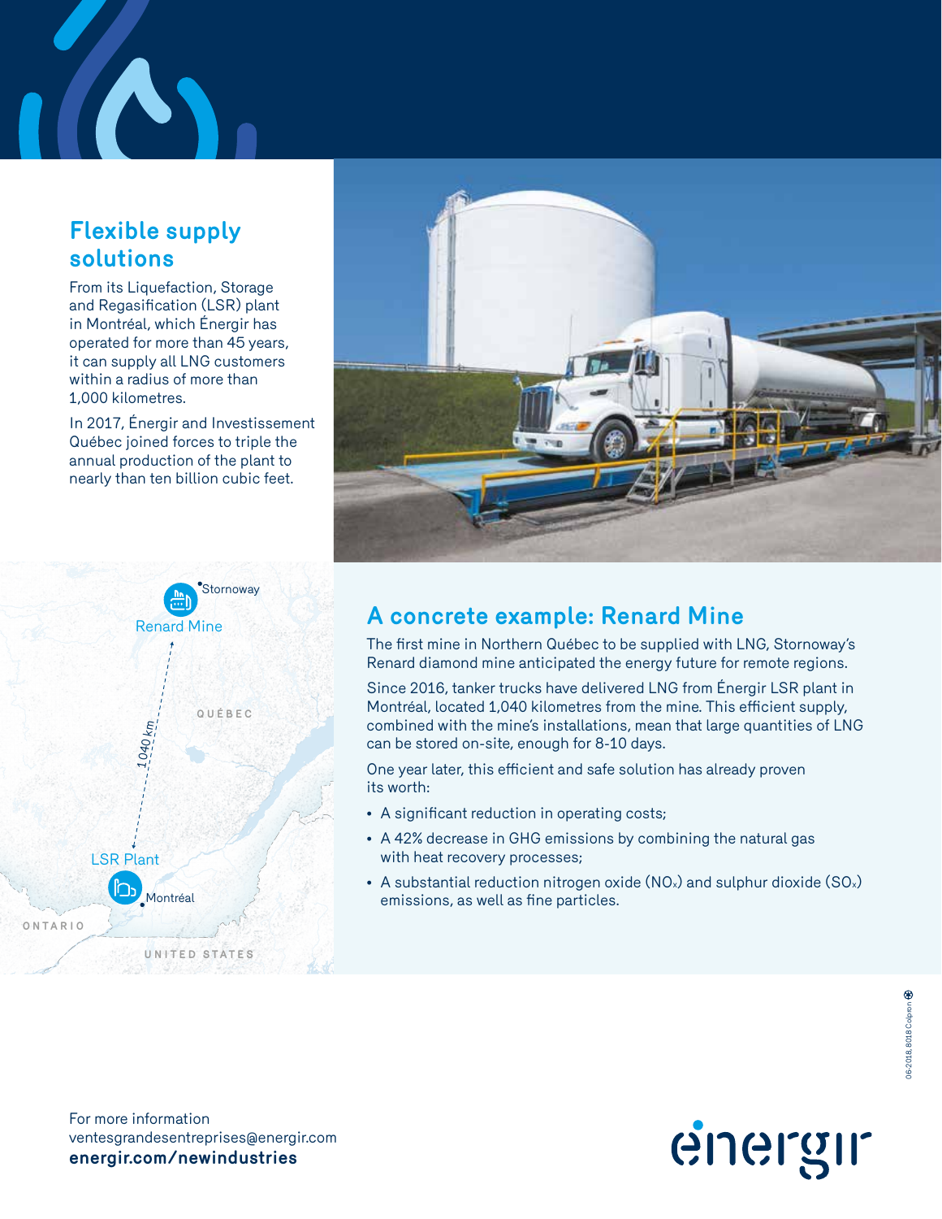## Flexible supply solutions

From its Liquefaction, Storage and Regasification (LSR) plant in Montréal, which Énergir has operated for more than 45 years, it can supply all LNG customers within a radius of more than 1,000 kilometres.

In 2017, Énergir and Investissement Québec joined forces to triple the annual production of the plant to nearly than ten billion cubic feet.

Stornoway
Renard Mine
QUÉBEC
1040 km
LSR Plant
Montréal
ONTARIO
UNITED STATES

## A concrete example: Renard Mine

The first mine in Northern Québec to be supplied with LNG, Stornoway's Renard diamond mine anticipated the energy future for remote regions.

Since 2016, tanker trucks have delivered LNG from Énergir LSR plant in Montréal, located 1,040 kilometres from the mine. This efficient supply, combined with the mine's installations, mean that large quantities of LNG can be stored on-site, enough for 8-10 days.

One year later, this efficient and safe solution has already proven its worth:

- A significant reduction in operating costs;
- A 42% decrease in GHG emissions by combining the natural gas with heat recovery processes;
- A substantial reduction nitrogen oxide ($NO_x$) and sulphur dioxide ($SO_x$) emissions, as well as fine particles.

For more information
ventesgrandesentreprises@energir.com
**energir.com/newindustries**

énergir